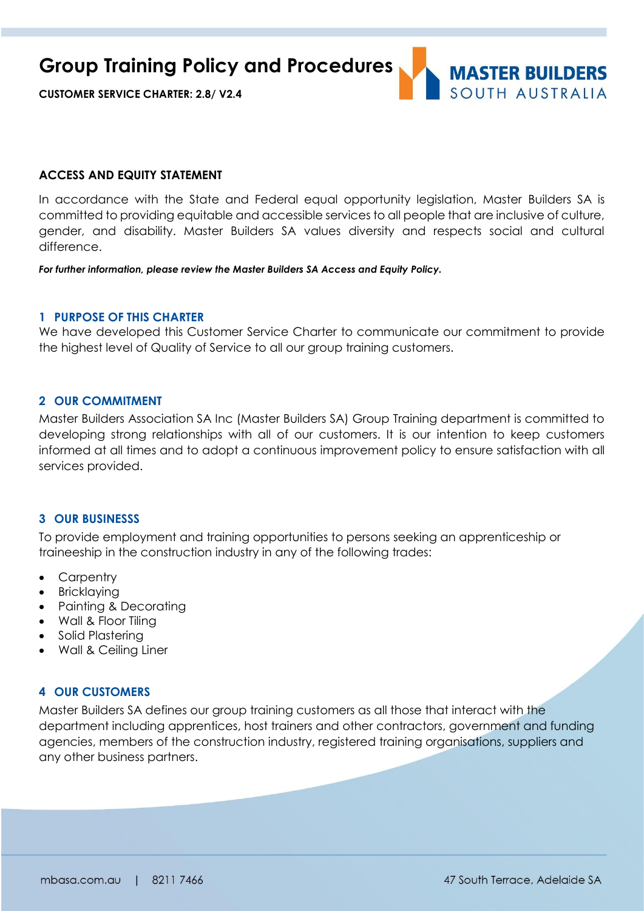# Group Training Policy and Procedures

**CUSTOMER SERVICE CHARTER: 2.8/ V2.4**

## ACCESS AND EQUITY STATEMENT

In accordance with the State and Federal equal opportunity legislation, Master Builders SA is committed to providing equitable and accessible services to all people that are inclusive of culture, gender, and disability. Master Builders SA values diversity and respects social and cultural difference.

***For further information, please review the Master Builders SA Access and Equity Policy.***

## 1 PURPOSE OF THIS CHARTER

We have developed this Customer Service Charter to communicate our commitment to provide the highest level of Quality of Service to all our group training customers.

## 2 OUR COMMITMENT

Master Builders Association SA Inc (Master Builders SA) Group Training department is committed to developing strong relationships with all of our customers. It is our intention to keep customers informed at all times and to adopt a continuous improvement policy to ensure satisfaction with all services provided.

## 3 OUR BUSINESSS

To provide employment and training opportunities to persons seeking an apprenticeship or traineeship in the construction industry in any of the following trades:

- Carpentry
- Bricklaying
- Painting & Decorating
- Wall & Floor Tiling
- Solid Plastering
- Wall & Ceiling Liner

## 4 OUR CUSTOMERS

Master Builders SA defines our group training customers as all those that interact with the department including apprentices, host trainers and other contractors, government and funding agencies, members of the construction industry, registered training organisations, suppliers and any other business partners.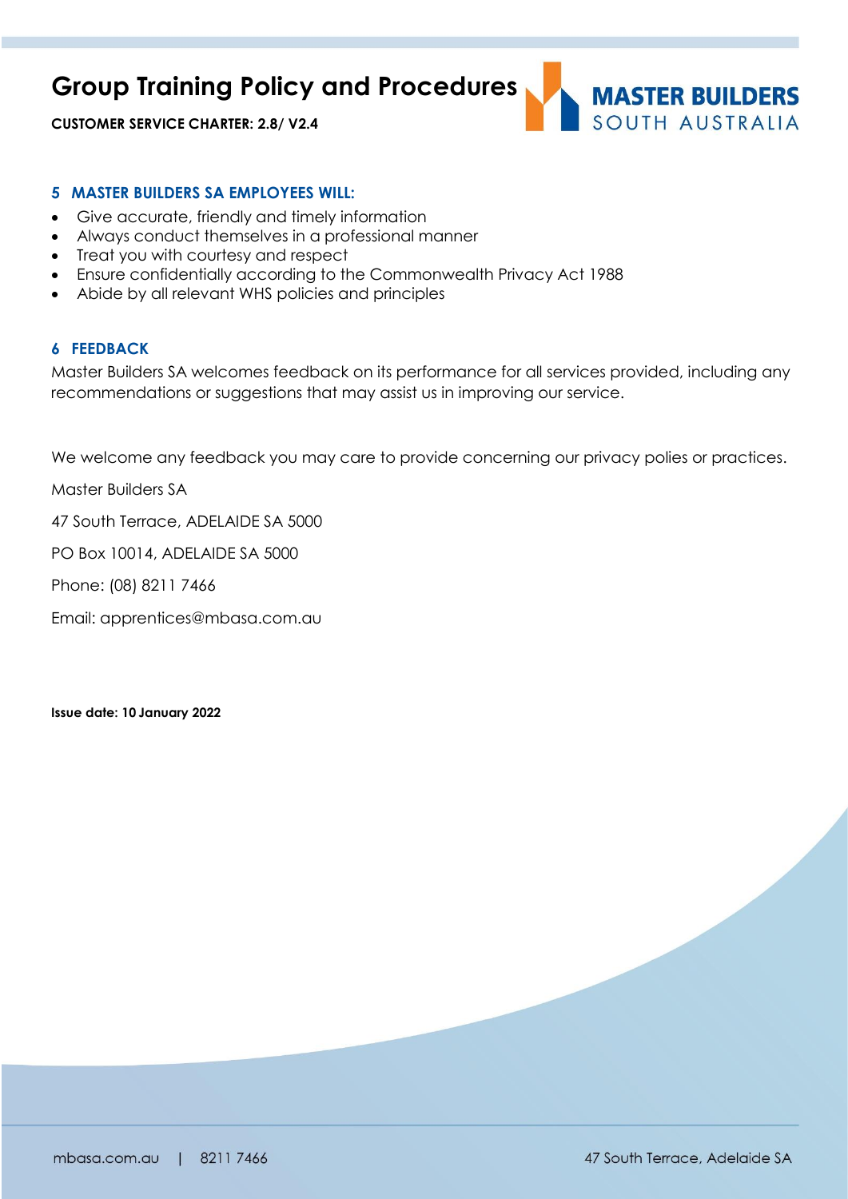## 5 MASTER BUILDERS SA EMPLOYEES WILL:

- Give accurate, friendly and timely information
- Always conduct themselves in a professional manner
- Treat you with courtesy and respect
- Ensure confidentially according to the Commonwealth Privacy Act 1988
- Abide by all relevant WHS policies and principles

## 6 FEEDBACK

Master Builders SA welcomes feedback on its performance for all services provided, including any recommendations or suggestions that may assist us in improving our service.

We welcome any feedback you may care to provide concerning our privacy polies or practices.

Master Builders SA

47 South Terrace, ADELAIDE SA 5000

PO Box 10014, ADELAIDE SA 5000

Phone: (08) 8211 7466

Email: apprentices@mbasa.com.au

**Issue date: 10 January 2022**